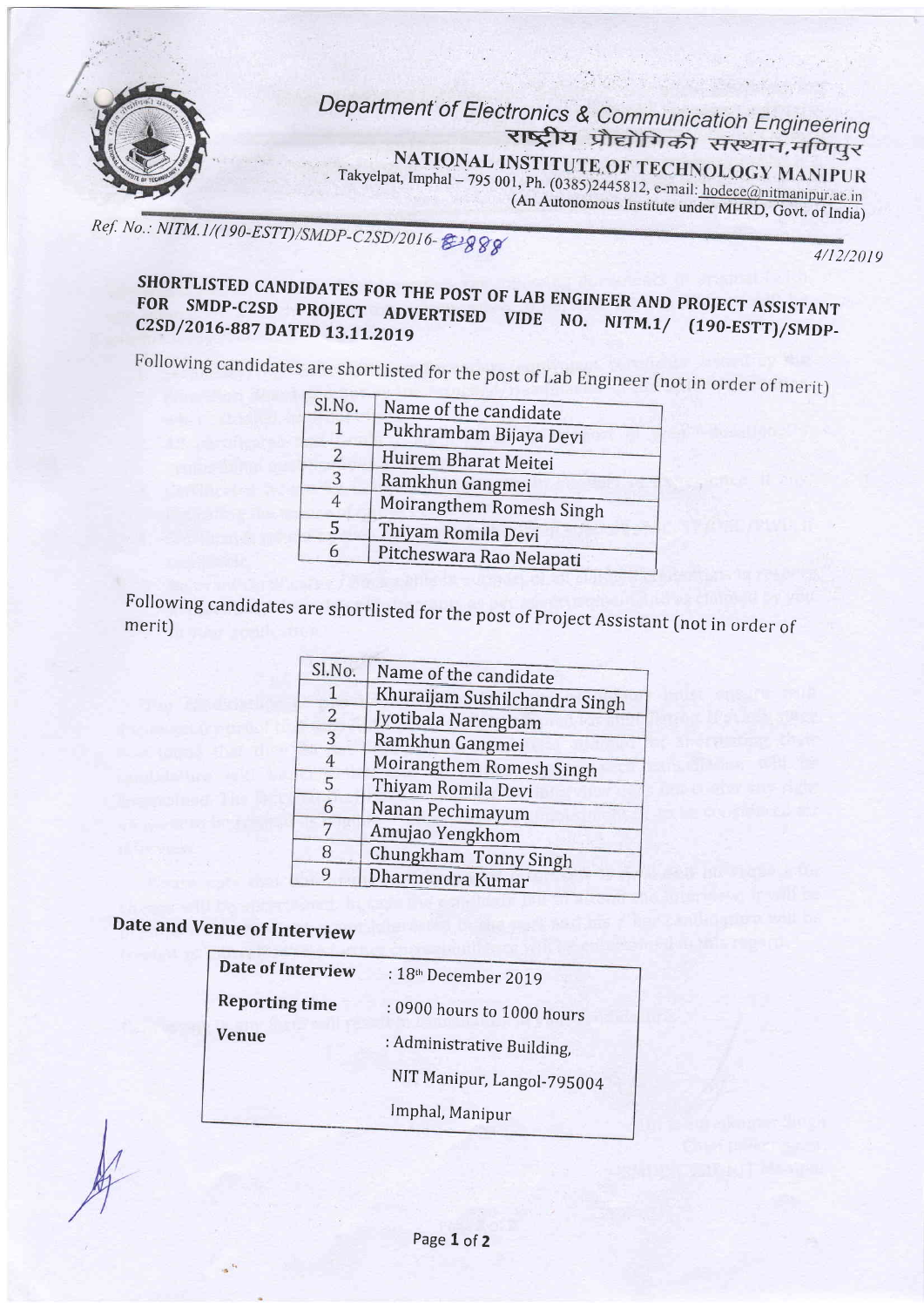Department of Electronics & Communication Engineering

राष्ट्रीय प्रौद्योगिकी संस्थान,मणिपुर

NATIONAL INSTITUTE OF TECHNOLOGY MANIPUR

Takyelpat, Imphal – 795 001, Ph. (0385)2445812, e-mail: hodece@nitmanipur.ac.in

(An Autonomous Institute under MHRD, Govt. of India)

*Ref. No.: NITM.1/(190-ESTT)/SMDP-C2SD/2016-888*

*4/12/2019*

## SHORTLISTED CANDIDATES FOR THE POST OF LAB ENGINEER AND PROJECT ASSISTANT FOR SMDP-C2SD PROJECT ADVERTISED VIDE NO. NITM.1/ (190-ESTT)/SMDP-C2SD/2016-887 DATED 13.11.2019

Following candidates are shortlisted for the post of Lab Engineer (not in order of merit)

| Sl.No. | Name of the candidate |
|---|---|
| 1 | Pukhrambam Bijaya Devi |
| 2 | Huirem Bharat Meitei |
| 3 | Ramkhun Gangmei |
| 4 | Moirangthem Romesh Singh |
| 5 | Thiyam Romila Devi |
| 6 | Pitcheswara Rao Nelapati |

Following candidates are shortlisted for the post of Project Assistant (not in order of merit)

| Sl.No. | Name of the candidate |
|---|---|
| 1 | Khuraijam Sushilchandra Singh |
| 2 | Jyotibala Narengbam |
| 3 | Ramkhun Gangmei |
| 4 | Moirangthem Romesh Singh |
| 5 | Thiyam Romila Devi |
| 6 | Nanan Pechimayum |
| 7 | Amujao Yengkhom |
| 8 | Chungkham Tonny Singh |
| 9 | Dharmendra Kumar |

**Date and Venue of Interview**

| | |
|---|---|
| **Date of Interview** | : 18th December 2019 |
| **Reporting time** | : 0900 hours to 1000 hours |
| **Venue** | : Administrative Building, NIT Manipur, Langol-795004 Imphal, Manipur |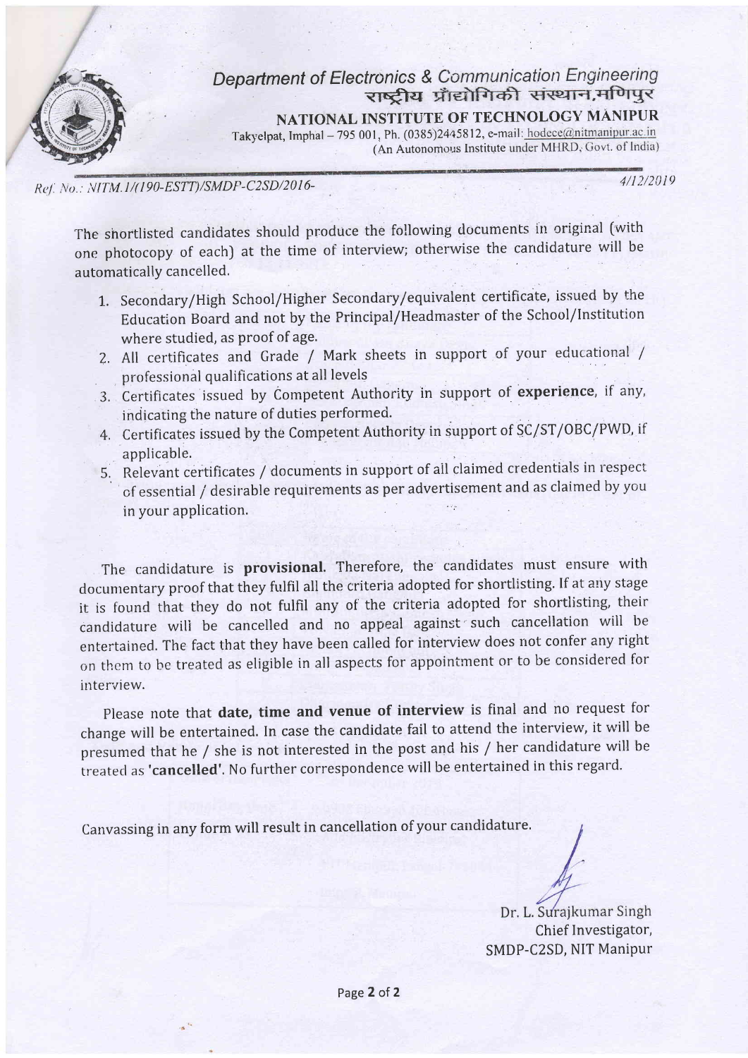Department of Electronics & Communication Engineering

राष्ट्रीय प्रौद्योगिकी संस्थान,मणिपुर

**NATIONAL INSTITUTE OF TECHNOLOGY MANIPUR**

Takyelpat, Imphal – 795 001, Ph. (0385)2445812, e-mail: hodece@nitmanipur.ac.in

(An Autonomous Institute under MHRD, Govt. of India)

*Ref. No.: NITM.1/(190-ESTT)/SMDP-C2SD/2016-* *4/12/2019*

The shortlisted candidates should produce the following documents in original (with one photocopy of each) at the time of interview; otherwise the candidature will be automatically cancelled.

1. Secondary/High School/Higher Secondary/equivalent certificate, issued by the Education Board and not by the Principal/Headmaster of the School/Institution where studied, as proof of age.
2. All certificates and Grade / Mark sheets in support of your educational / professional qualifications at all levels
3. Certificates issued by Competent Authority in support of **experience**, if any, indicating the nature of duties performed.
4. Certificates issued by the Competent Authority in support of SC/ST/OBC/PWD, if applicable.
5. Relevant certificates / documents in support of all claimed credentials in respect of essential / desirable requirements as per advertisement and as claimed by you in your application.

The candidature is **provisional**. Therefore, the candidates must ensure with documentary proof that they fulfil all the criteria adopted for shortlisting. If at any stage it is found that they do not fulfil any of the criteria adopted for shortlisting, their candidature will be cancelled and no appeal against such cancellation will be entertained. The fact that they have been called for interview does not confer any right on them to be treated as eligible in all aspects for appointment or to be considered for interview.

Please note that **date, time and venue of interview** is final and no request for change will be entertained. In case the candidate fail to attend the interview, it will be presumed that he / she is not interested in the post and his / her candidature will be treated as **'cancelled'**. No further correspondence will be entertained in this regard.

Canvassing in any form will result in cancellation of your candidature.

Dr. L. Surajkumar Singh
Chief Investigator,
SMDP-C2SD, NIT Manipur